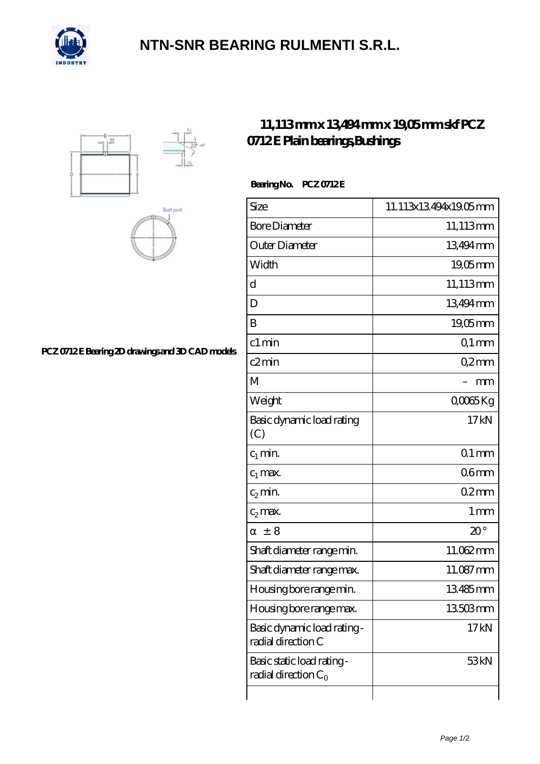# NTN-SNR BEARING RULMENTI S.R.L.

## 11,113 mm x 13,494 mm x 19,05 mm skf PCZ 0712 E Plain bearings,Bushings

PCZ 0712 E Bearing 2D drawings and 3D CAD models

**Bearing No. PCZ 0712 E**

| | |
|---|---|
| Size | 11.113x13.494x19.05 mm |
| Bore Diameter | 11,113 mm |
| Outer Diameter | 13,494 mm |
| Width | 19,05 mm |
| d | 11,113 mm |
| D | 13,494 mm |
| B | 19,05 mm |
| c1 min | 0,1 mm |
| c2 min | 0,2 mm |
| M | – mm |
| Weight | 0,0065 Kg |
| Basic dynamic load rating (C) | 17 kN |
| $c_1$ min. | 0.1 mm |
| $c_1$ max. | 0.6 mm |
| $c_2$ min. | 0.2 mm |
| $c_2$ max. | 1 mm |
| α ± 8 | 20 ° |
| Shaft diameter range min. | 11.062 mm |
| Shaft diameter range max. | 11.087 mm |
| Housing bore range min. | 13.485 mm |
| Housing bore range max. | 13.503 mm |
| Basic dynamic load rating - radial direction C | 17 kN |
| Basic static load rating - radial direction $C_0$ | 53 kN |
| | |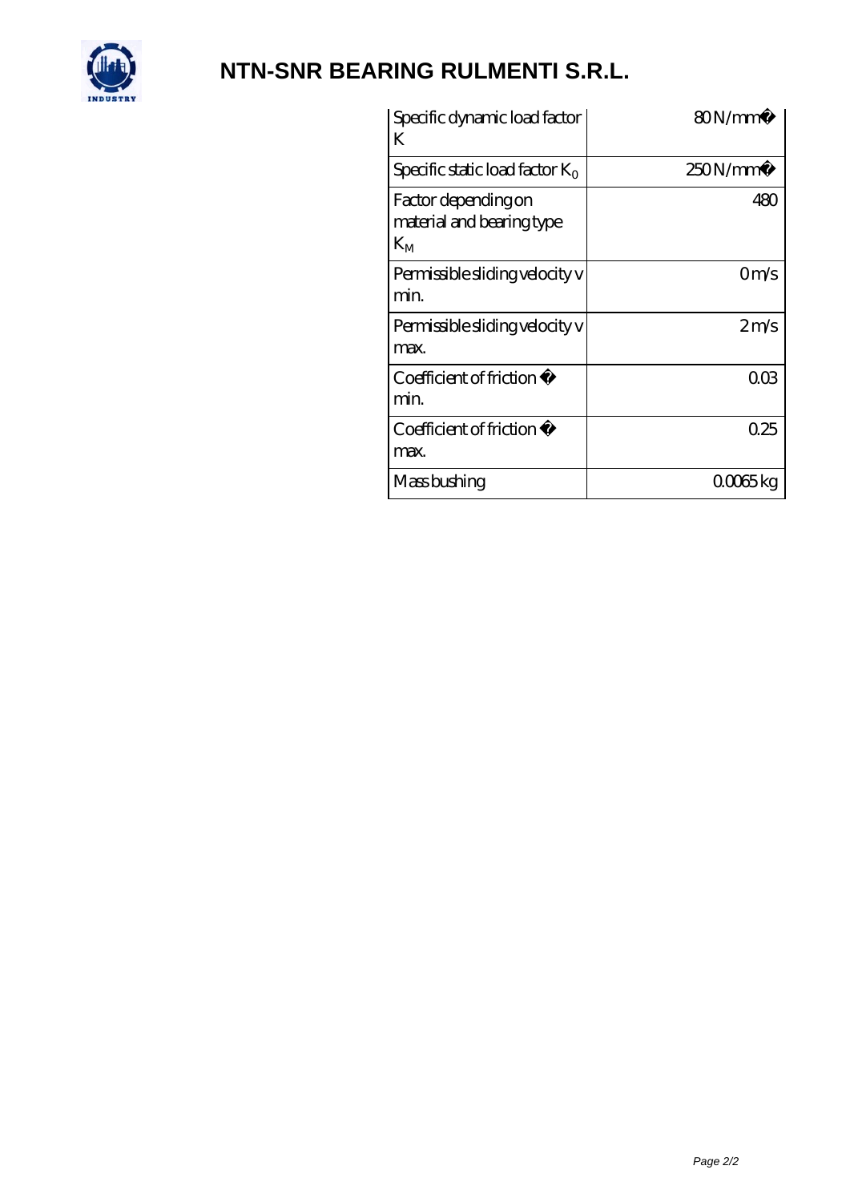| | |
|---|---|
| Specific dynamic load factor K | 80 N/mm� |
| Specific static load factor $K_0$ | 250 N/mm� |
| Factor depending on material and bearing type $K_M$ | 480 |
| Permissible sliding velocity v min. | 0 m/s |
| Permissible sliding velocity v max. | 2 m/s |
| Coefficient of friction � min. | 0.03 |
| Coefficient of friction � max. | 0.25 |
| Mass bushing | 0.0065 kg |